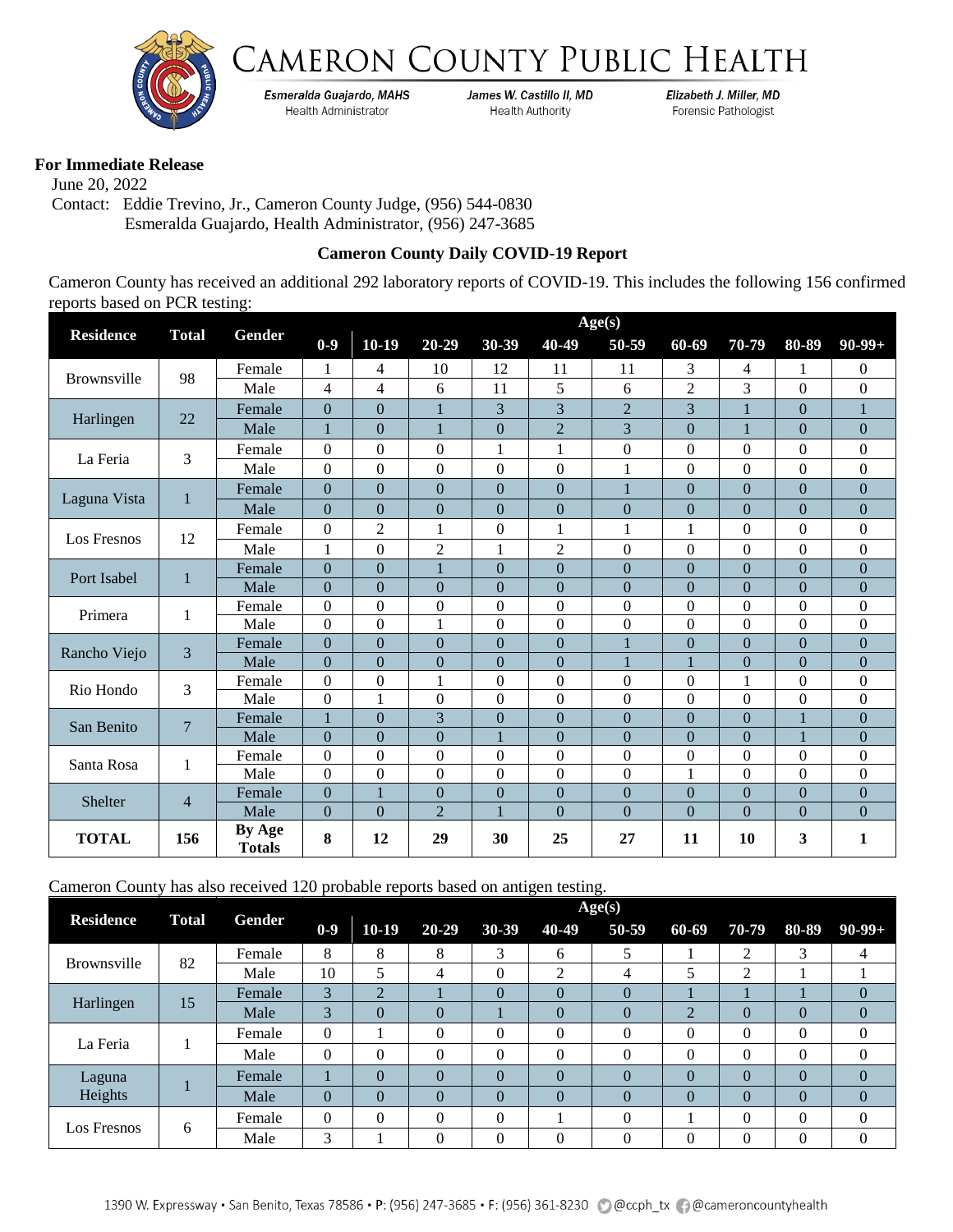# CAMERON COUNTY PUBLIC HEALTH

*Esmeralda Guajardo, MAHS* Health Administrator | *James W. Castillo II, MD* Health Authority | *Elizabeth J. Miller, MD* Forensic Pathologist

**For Immediate Release**

June 20, 2022

Contact: Eddie Trevino, Jr., Cameron County Judge, (956) 544-0830
Esmeralda Guajardo, Health Administrator, (956) 247-3685

**Cameron County Daily COVID-19 Report**

Cameron County has received an additional 292 laboratory reports of COVID-19. This includes the following 156 confirmed reports based on PCR testing:

| Residence | Total | Gender | Age(s) | | | | | | | | | |
|---|---|---|---|---|---|---|---|---|---|---|---|---|
| | | | 0-9 | 10-19 | 20-29 | 30-39 | 40-49 | 50-59 | 60-69 | 70-79 | 80-89 | 90-99+ |
| Brownsville | 98 | Female | 1 | 4 | 10 | 12 | 11 | 11 | 3 | 4 | 1 | 0 |
| | | Male | 4 | 4 | 6 | 11 | 5 | 6 | 2 | 3 | 0 | 0 |
| Harlingen | 22 | Female | 0 | 0 | 1 | 3 | 3 | 2 | 3 | 1 | 0 | 1 |
| | | Male | 1 | 0 | 1 | 0 | 2 | 3 | 0 | 1 | 0 | 0 |
| La Feria | 3 | Female | 0 | 0 | 0 | 1 | 1 | 0 | 0 | 0 | 0 | 0 |
| | | Male | 0 | 0 | 0 | 0 | 0 | 1 | 0 | 0 | 0 | 0 |
| Laguna Vista | 1 | Female | 0 | 0 | 0 | 0 | 0 | 1 | 0 | 0 | 0 | 0 |
| | | Male | 0 | 0 | 0 | 0 | 0 | 0 | 0 | 0 | 0 | 0 |
| Los Fresnos | 12 | Female | 0 | 2 | 1 | 0 | 1 | 1 | 1 | 0 | 0 | 0 |
| | | Male | 1 | 0 | 2 | 1 | 2 | 0 | 0 | 0 | 0 | 0 |
| Port Isabel | 1 | Female | 0 | 0 | 1 | 0 | 0 | 0 | 0 | 0 | 0 | 0 |
| | | Male | 0 | 0 | 0 | 0 | 0 | 0 | 0 | 0 | 0 | 0 |
| Primera | 1 | Female | 0 | 0 | 0 | 0 | 0 | 0 | 0 | 0 | 0 | 0 |
| | | Male | 0 | 0 | 1 | 0 | 0 | 0 | 0 | 0 | 0 | 0 |
| Rancho Viejo | 3 | Female | 0 | 0 | 0 | 0 | 0 | 1 | 0 | 0 | 0 | 0 |
| | | Male | 0 | 0 | 0 | 0 | 0 | 1 | 1 | 0 | 0 | 0 |
| Rio Hondo | 3 | Female | 0 | 0 | 1 | 0 | 0 | 0 | 0 | 1 | 0 | 0 |
| | | Male | 0 | 1 | 0 | 0 | 0 | 0 | 0 | 0 | 0 | 0 |
| San Benito | 7 | Female | 1 | 0 | 3 | 0 | 0 | 0 | 0 | 0 | 1 | 0 |
| | | Male | 0 | 0 | 0 | 1 | 0 | 0 | 0 | 0 | 1 | 0 |
| Santa Rosa | 1 | Female | 0 | 0 | 0 | 0 | 0 | 0 | 0 | 0 | 0 | 0 |
| | | Male | 0 | 0 | 0 | 0 | 0 | 0 | 1 | 0 | 0 | 0 |
| Shelter | 4 | Female | 0 | 1 | 0 | 0 | 0 | 0 | 0 | 0 | 0 | 0 |
| | | Male | 0 | 0 | 2 | 1 | 0 | 0 | 0 | 0 | 0 | 0 |
| **TOTAL** | **156** | **By Age Totals** | **8** | **12** | **29** | **30** | **25** | **27** | **11** | **10** | **3** | **1** |

Cameron County has also received 120 probable reports based on antigen testing.

| Residence | Total | Gender | Age(s) | | | | | | | | | |
|---|---|---|---|---|---|---|---|---|---|---|---|---|
| | | | 0-9 | 10-19 | 20-29 | 30-39 | 40-49 | 50-59 | 60-69 | 70-79 | 80-89 | 90-99+ |
| Brownsville | 82 | Female | 8 | 8 | 8 | 3 | 6 | 5 | 1 | 2 | 3 | 4 |
| | | Male | 10 | 5 | 4 | 0 | 2 | 4 | 5 | 2 | 1 | 1 |
| Harlingen | 15 | Female | 3 | 2 | 1 | 0 | 0 | 0 | 1 | 1 | 1 | 0 |
| | | Male | 3 | 0 | 0 | 1 | 0 | 0 | 2 | 0 | 0 | 0 |
| La Feria | 1 | Female | 0 | 1 | 0 | 0 | 0 | 0 | 0 | 0 | 0 | 0 |
| | | Male | 0 | 0 | 0 | 0 | 0 | 0 | 0 | 0 | 0 | 0 |
| Laguna Heights | 1 | Female | 1 | 0 | 0 | 0 | 0 | 0 | 0 | 0 | 0 | 0 |
| | | Male | 0 | 0 | 0 | 0 | 0 | 0 | 0 | 0 | 0 | 0 |
| Los Fresnos | 6 | Female | 0 | 0 | 0 | 0 | 1 | 0 | 1 | 0 | 0 | 0 |
| | | Male | 3 | 1 | 0 | 0 | 0 | 0 | 0 | 0 | 0 | 0 |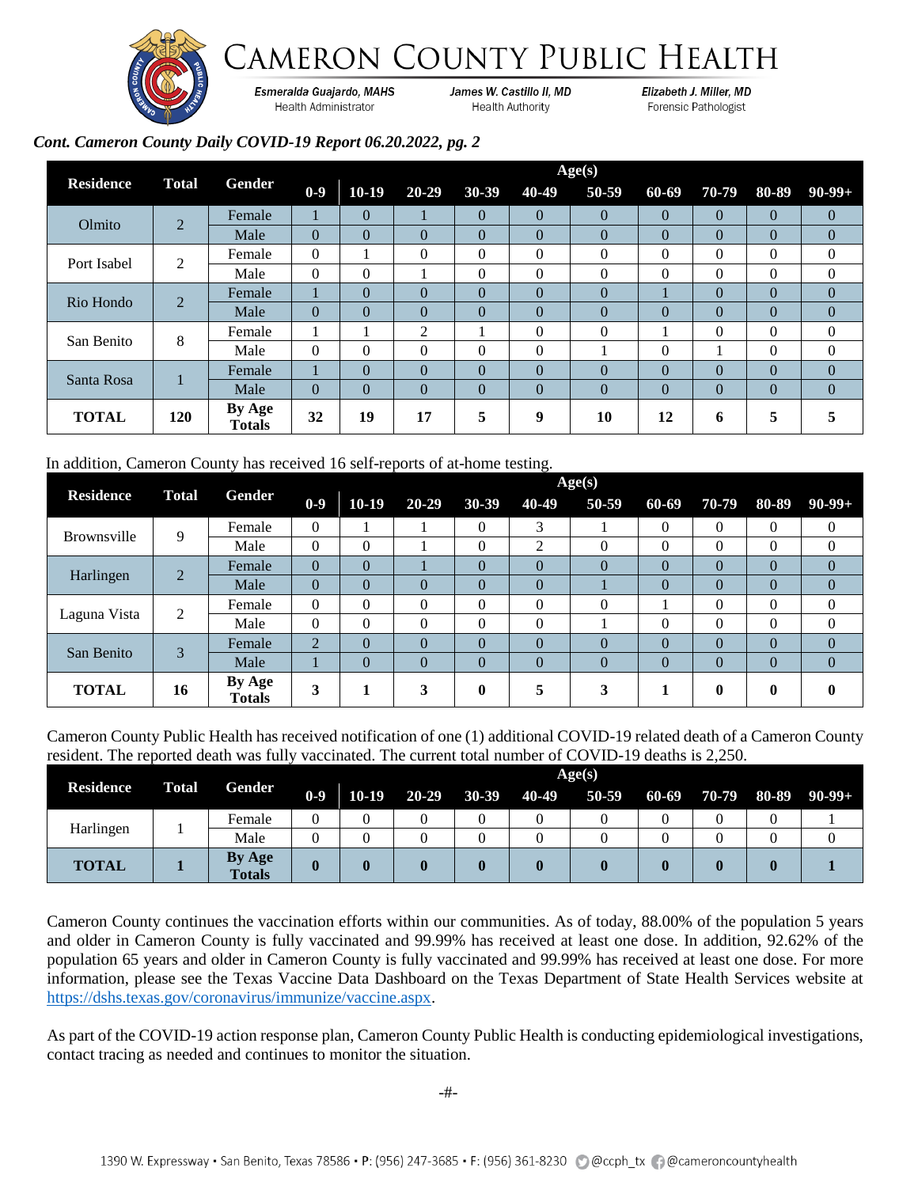*Cont. Cameron County Daily COVID-19 Report 06.20.2022, pg. 2*

| Residence | Total | Gender | Age(s) | | | | | | | | | |
|---|---|---|---|---|---|---|---|---|---|---|---|---|
| | | | 0-9 | 10-19 | 20-29 | 30-39 | 40-49 | 50-59 | 60-69 | 70-79 | 80-89 | 90-99+ |
| Olmito | 2 | Female | 1 | 0 | 1 | 0 | 0 | 0 | 0 | 0 | 0 | 0 |
| | | Male | 0 | 0 | 0 | 0 | 0 | 0 | 0 | 0 | 0 | 0 |
| Port Isabel | 2 | Female | 0 | 1 | 0 | 0 | 0 | 0 | 0 | 0 | 0 | 0 |
| | | Male | 0 | 0 | 1 | 0 | 0 | 0 | 0 | 0 | 0 | 0 |
| Rio Hondo | 2 | Female | 1 | 0 | 0 | 0 | 0 | 0 | 1 | 0 | 0 | 0 |
| | | Male | 0 | 0 | 0 | 0 | 0 | 0 | 0 | 0 | 0 | 0 |
| San Benito | 8 | Female | 1 | 1 | 2 | 1 | 0 | 0 | 1 | 0 | 0 | 0 |
| | | Male | 0 | 0 | 0 | 0 | 0 | 1 | 0 | 1 | 0 | 0 |
| Santa Rosa | 1 | Female | 1 | 0 | 0 | 0 | 0 | 0 | 0 | 0 | 0 | 0 |
| | | Male | 0 | 0 | 0 | 0 | 0 | 0 | 0 | 0 | 0 | 0 |
| **TOTAL** | **120** | **By Age Totals** | **32** | **19** | **17** | **5** | **9** | **10** | **12** | **6** | **5** | **5** |

In addition, Cameron County has received 16 self-reports of at-home testing.

| Residence | Total | Gender | Age(s) | | | | | | | | | |
|---|---|---|---|---|---|---|---|---|---|---|---|---|
| | | | 0-9 | 10-19 | 20-29 | 30-39 | 40-49 | 50-59 | 60-69 | 70-79 | 80-89 | 90-99+ |
| Brownsville | 9 | Female | 0 | 1 | 1 | 0 | 3 | 1 | 0 | 0 | 0 | 0 |
| | | Male | 0 | 0 | 1 | 0 | 2 | 0 | 0 | 0 | 0 | 0 |
| Harlingen | 2 | Female | 0 | 0 | 1 | 0 | 0 | 0 | 0 | 0 | 0 | 0 |
| | | Male | 0 | 0 | 0 | 0 | 0 | 1 | 0 | 0 | 0 | 0 |
| Laguna Vista | 2 | Female | 0 | 0 | 0 | 0 | 0 | 0 | 1 | 0 | 0 | 0 |
| | | Male | 0 | 0 | 0 | 0 | 0 | 1 | 0 | 0 | 0 | 0 |
| San Benito | 3 | Female | 2 | 0 | 0 | 0 | 0 | 0 | 0 | 0 | 0 | 0 |
| | | Male | 1 | 0 | 0 | 0 | 0 | 0 | 0 | 0 | 0 | 0 |
| **TOTAL** | **16** | **By Age Totals** | **3** | **1** | **3** | **0** | **5** | **3** | **1** | **0** | **0** | **0** |

Cameron County Public Health has received notification of one (1) additional COVID-19 related death of a Cameron County resident. The reported death was fully vaccinated. The current total number of COVID-19 deaths is 2,250.

| Residence | Total | Gender | Age(s) | | | | | | | | | |
|---|---|---|---|---|---|---|---|---|---|---|---|---|
| | | | 0-9 | 10-19 | 20-29 | 30-39 | 40-49 | 50-59 | 60-69 | 70-79 | 80-89 | 90-99+ |
| Harlingen | 1 | Female | 0 | 0 | 0 | 0 | 0 | 0 | 0 | 0 | 0 | 1 |
| | | Male | 0 | 0 | 0 | 0 | 0 | 0 | 0 | 0 | 0 | 0 |
| **TOTAL** | **1** | **By Age Totals** | **0** | **0** | **0** | **0** | **0** | **0** | **0** | **0** | **0** | **1** |

Cameron County continues the vaccination efforts within our communities. As of today, 88.00% of the population 5 years and older in Cameron County is fully vaccinated and 99.99% has received at least one dose. In addition, 92.62% of the population 65 years and older in Cameron County is fully vaccinated and 99.99% has received at least one dose. For more information, please see the Texas Vaccine Data Dashboard on the Texas Department of State Health Services website at https://dshs.texas.gov/coronavirus/immunize/vaccine.aspx.

As part of the COVID-19 action response plan, Cameron County Public Health is conducting epidemiological investigations, contact tracing as needed and continues to monitor the situation.

-#-